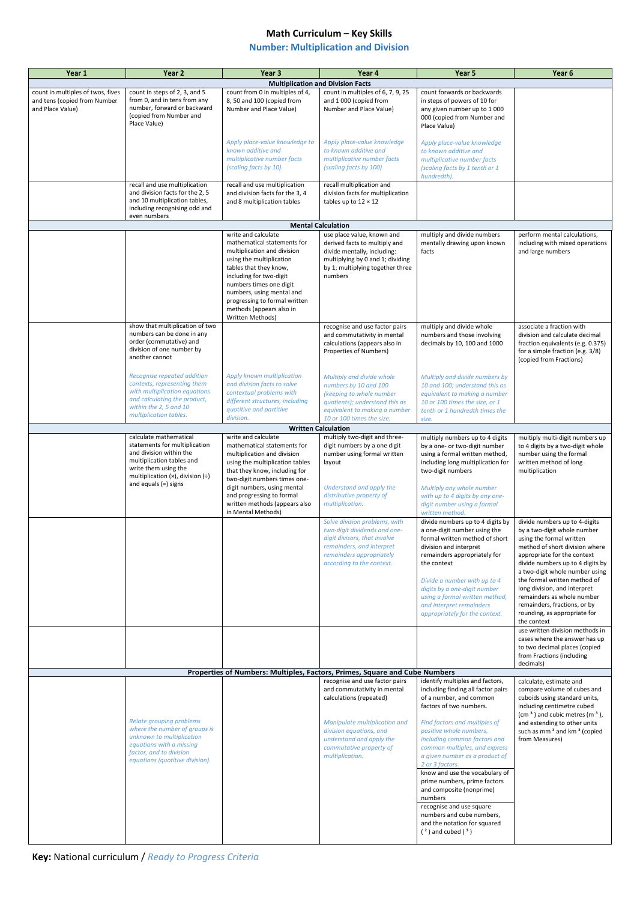# Math Curriculum – Key Skills

## Number: Multiplication and Division

| Year 1 | Year 2 | Year 3 | Year 4 | Year 5 | Year 6 |
|---|---|---|---|---|---|
| **Multiplication and Division Facts** | | | | | |
| count in multiples of twos, fives and tens (copied from Number and Place Value) | count in steps of 2, 3, and 5 from 0, and in tens from any number, forward or backward (copied from Number and Place Value) | count from 0 in multiples of 4, 8, 50 and 100 (copied from Number and Place Value)<br><br>*Apply place-value knowledge to known additive and multiplicative number facts (scaling facts by 10).* | count in multiples of 6, 7, 9, 25 and 1 000 (copied from Number and Place Value)<br><br>*Apply place-value knowledge to known additive and multiplicative number facts (scaling facts by 100)* | count forwards or backwards in steps of powers of 10 for any given number up to 1 000 000 (copied from Number and Place Value)<br><br>*Apply place-value knowledge to known additive and multiplicative number facts (scaling facts by 1 tenth or 1 hundredth).* | |
| | recall and use multiplication and division facts for the 2, 5 and 10 multiplication tables, including recognising odd and even numbers | recall and use multiplication and division facts for the 3, 4 and 8 multiplication tables | recall multiplication and division facts for multiplication tables up to 12 × 12 | | |
| **Mental Calculation** | | | | | |
| | | write and calculate mathematical statements for multiplication and division using the multiplication tables that they know, including for two-digit numbers times one digit numbers, using mental and progressing to formal written methods (appears also in Written Methods) | use place value, known and derived facts to multiply and divide mentally, including: multiplying by 0 and 1; dividing by 1; multiplying together three numbers | multiply and divide numbers mentally drawing upon known facts | perform mental calculations, including with mixed operations and large numbers |
| | show that multiplication of two numbers can be done in any order (commutative) and division of one number by another cannot<br><br>*Recognise repeated addition contexts, representing them with multiplication equations and calculating the product, within the 2, 5 and 10 multiplication tables.* | *Apply known multiplication and division facts to solve contextual problems with different structures, including quotitive and partitive division.* | recognise and use factor pairs and commutativity in mental calculations (appears also in Properties of Numbers)<br><br>*Multiply and divide whole numbers by 10 and 100 (keeping to whole number quotients); understand this as equivalent to making a number 10 or 100 times the size.* | multiply and divide whole numbers and those involving decimals by 10, 100 and 1000<br><br>*Multiply and divide numbers by 10 and 100; understand this as equivalent to making a number 10 or 100 times the size, or 1 tenth or 1 hundredth times the size.* | associate a fraction with division and calculate decimal fraction equivalents (e.g. 0.375) for a simple fraction (e.g. 3/8) (copied from Fractions) |
| **Written Calculation** | | | | | |
| | calculate mathematical statements for multiplication and division within the multiplication tables and write them using the multiplication (×), division (÷) and equals (=) signs | write and calculate mathematical statements for multiplication and division using the multiplication tables that they know, including for two-digit numbers times one-digit numbers, using mental and progressing to formal written methods (appears also in Mental Methods) | multiply two-digit and three-digit numbers by a one digit number using formal written layout<br><br>*Understand and apply the distributive property of multiplication.* | multiply numbers up to 4 digits by a one- or two-digit number using a formal written method, including long multiplication for two-digit numbers<br><br>*Multiply any whole number with up to 4 digits by any one-digit number using a formal written method.* | multiply multi-digit numbers up to 4 digits by a two-digit whole number using the formal written method of long multiplication |
| | | | *Solve division problems, with two-digit dividends and one-digit divisors, that involve remainders, and interpret remainders appropriately according to the context.* | divide numbers up to 4 digits by a one-digit number using the formal written method of short division and interpret remainders appropriately for the context<br><br>*Divide a number with up to 4 digits by a one-digit number using a formal written method, and interpret remainders appropriately for the context.* | divide numbers up to 4-digits by a two-digit whole number using the formal written method of short division where appropriate for the context divide numbers up to 4 digits by a two-digit whole number using the formal written method of long division, and interpret remainders as whole number remainders, fractions, or by rounding, as appropriate for the context |
| | | | | | use written division methods in cases where the answer has up to two decimal places (copied from Fractions (including decimals) |
| **Properties of Numbers: Multiples, Factors, Primes, Square and Cube Numbers** | | | | | |
| | *Relate grouping problems where the number of groups is unknown to multiplication equations with a missing factor, and to division equations (quotitive division).* | | recognise and use factor pairs and commutativity in mental calculations (repeated)<br><br>*Manipulate multiplication and division equations, and understand and apply the commutative property of multiplication.* | identify multiples and factors, including finding all factor pairs of a number, and common factors of two numbers.<br><br>*Find factors and multiples of positive whole numbers, including common factors and common multiples, and express a given number as a product of 2 or 3 factors.*<br><br>know and use the vocabulary of prime numbers, prime factors and composite (nonprime) numbers<br><br>recognise and use square numbers and cube numbers, and the notation for squared ($^2$) and cubed ($^3$) | calculate, estimate and compare volume of cubes and cuboids using standard units, including centimetre cubed ($cm^3$) and cubic metres ($m^3$), and extending to other units such as $mm^3$ and $km^3$ (copied from Measures) |

**Key:** National curriculum / *Ready to Progress Criteria*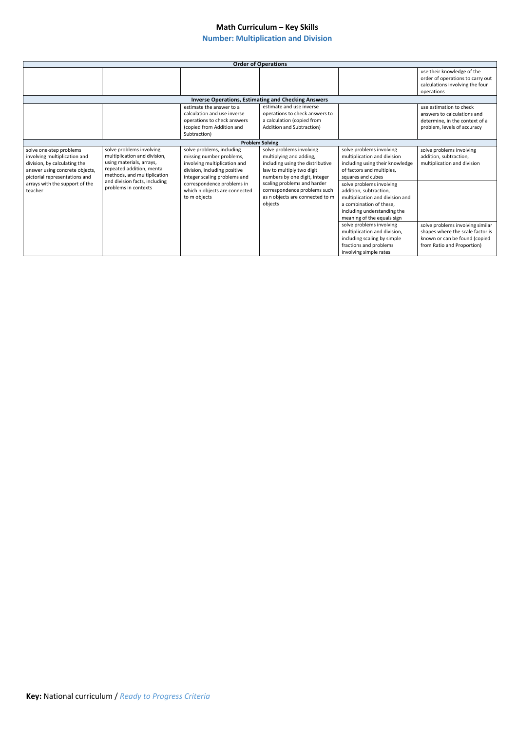# Math Curriculum – Key Skills

## Number: Multiplication and Division

| | | | | | |
|---|---|---|---|---|---|
| **Order of Operations** | | | | | |
| | | | | | use their knowledge of the order of operations to carry out calculations involving the four operations |
| **Inverse Operations, Estimating and Checking Answers** | | | | | |
| | | estimate the answer to a calculation and use inverse operations to check answers (copied from Addition and Subtraction) | estimate and use inverse operations to check answers to a calculation (copied from Addition and Subtraction) | | use estimation to check answers to calculations and determine, in the context of a problem, levels of accuracy |
| **Problem Solving** | | | | | |
| solve one-step problems involving multiplication and division, by calculating the answer using concrete objects, pictorial representations and arrays with the support of the teacher | solve problems involving multiplication and division, using materials, arrays, repeated addition, mental methods, and multiplication and division facts, including problems in contexts | solve problems, including missing number problems, involving multiplication and division, including positive integer scaling problems and correspondence problems in which n objects are connected to m objects | solve problems involving multiplying and adding, including using the distributive law to multiply two digit numbers by one digit, integer scaling problems and harder correspondence problems such as n objects are connected to m objects | solve problems involving multiplication and division including using their knowledge of factors and multiples, squares and cubes | solve problems involving addition, subtraction, multiplication and division |
| | | | | solve problems involving addition, subtraction, multiplication and division and a combination of these, including understanding the meaning of the equals sign | |
| | | | | solve problems involving multiplication and division, including scaling by simple fractions and problems involving simple rates | solve problems involving similar shapes where the scale factor is known or can be found (copied from Ratio and Proportion) |

**Key:** National curriculum / *Ready to Progress Criteria*